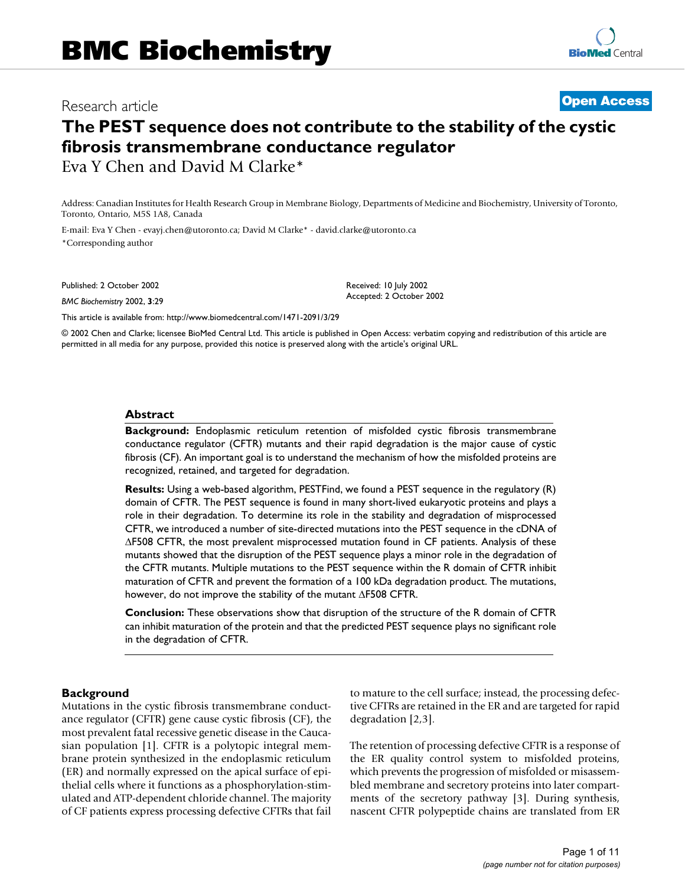# BMC Biochemistry

Research article

**Open Access**

# The PEST sequence does not contribute to the stability of the cystic fibrosis transmembrane conductance regulator

Eva Y Chen and David M Clarke*

Address: Canadian Institutes for Health Research Group in Membrane Biology, Departments of Medicine and Biochemistry, University of Toronto, Toronto, Ontario, M5S 1A8, Canada

E-mail: Eva Y Chen - evayj.chen@utoronto.ca; David M Clarke* - david.clarke@utoronto.ca

*Corresponding author

Published: 2 October 2002

*BMC Biochemistry* 2002, **3**:29

Received: 10 July 2002

Accepted: 2 October 2002

This article is available from: http://www.biomedcentral.com/1471-2091/3/29

© 2002 Chen and Clarke; licensee BioMed Central Ltd. This article is published in Open Access: verbatim copying and redistribution of this article are permitted in all media for any purpose, provided this notice is preserved along with the article's original URL.

## Abstract

**Background:** Endoplasmic reticulum retention of misfolded cystic fibrosis transmembrane conductance regulator (CFTR) mutants and their rapid degradation is the major cause of cystic fibrosis (CF). An important goal is to understand the mechanism of how the misfolded proteins are recognized, retained, and targeted for degradation.

**Results:** Using a web-based algorithm, PESTFind, we found a PEST sequence in the regulatory (R) domain of CFTR. The PEST sequence is found in many short-lived eukaryotic proteins and plays a role in their degradation. To determine its role in the stability and degradation of misprocessed CFTR, we introduced a number of site-directed mutations into the PEST sequence in the cDNA of ΔF508 CFTR, the most prevalent misprocessed mutation found in CF patients. Analysis of these mutants showed that the disruption of the PEST sequence plays a minor role in the degradation of the CFTR mutants. Multiple mutations to the PEST sequence within the R domain of CFTR inhibit maturation of CFTR and prevent the formation of a 100 kDa degradation product. The mutations, however, do not improve the stability of the mutant ΔF508 CFTR.

**Conclusion:** These observations show that disruption of the structure of the R domain of CFTR can inhibit maturation of the protein and that the predicted PEST sequence plays no significant role in the degradation of CFTR.

## Background

Mutations in the cystic fibrosis transmembrane conductance regulator (CFTR) gene cause cystic fibrosis (CF), the most prevalent fatal recessive genetic disease in the Caucasian population [1]. CFTR is a polytopic integral membrane protein synthesized in the endoplasmic reticulum (ER) and normally expressed on the apical surface of epithelial cells where it functions as a phosphorylation-stimulated and ATP-dependent chloride channel. The majority of CF patients express processing defective CFTRs that fail to mature to the cell surface; instead, the processing defective CFTRs are retained in the ER and are targeted for rapid degradation [2,3].

The retention of processing defective CFTR is a response of the ER quality control system to misfolded proteins, which prevents the progression of misfolded or misassembled membrane and secretory proteins into later compartments of the secretory pathway [3]. During synthesis, nascent CFTR polypeptide chains are translated from ER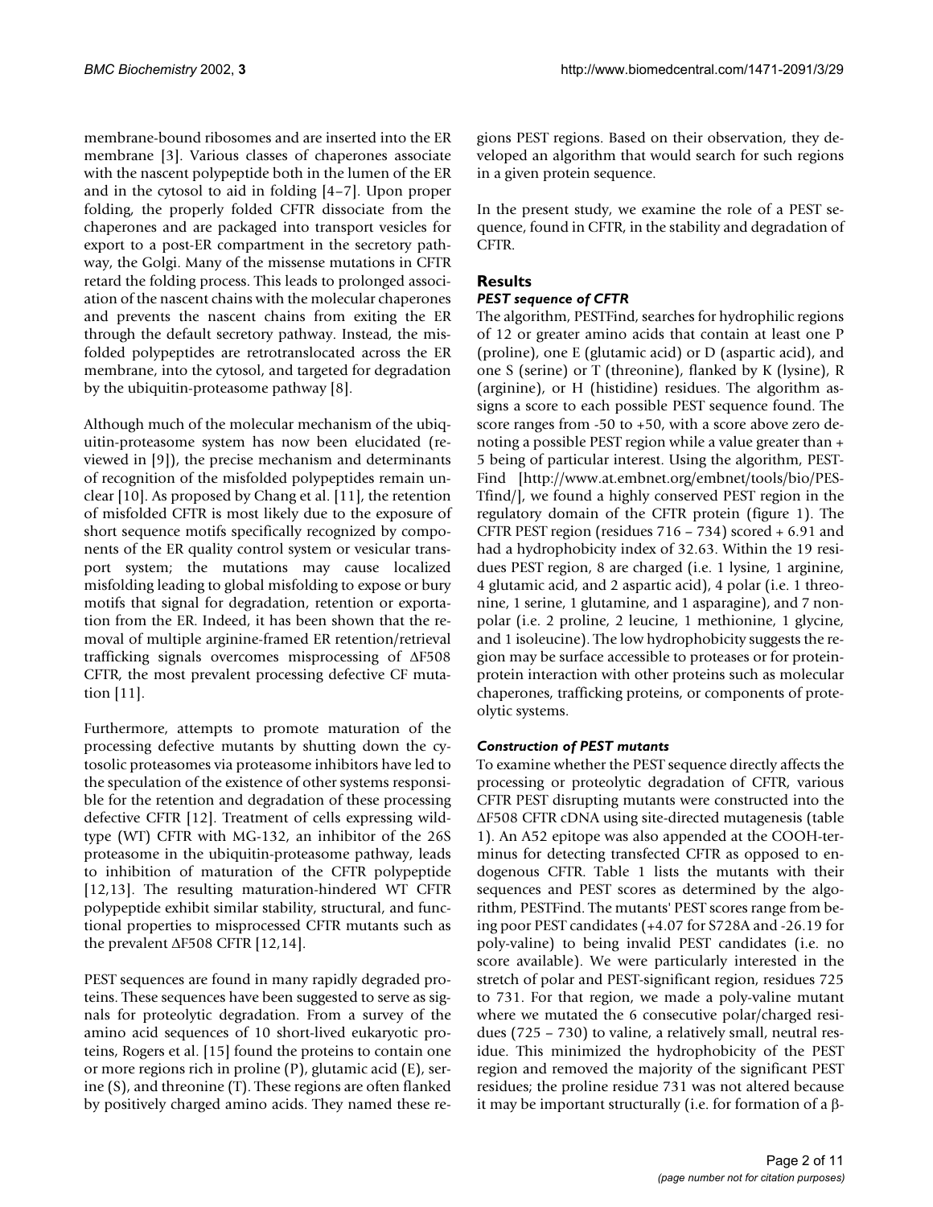membrane-bound ribosomes and are inserted into the ER membrane [3]. Various classes of chaperones associate with the nascent polypeptide both in the lumen of the ER and in the cytosol to aid in folding [4–7]. Upon proper folding, the properly folded CFTR dissociate from the chaperones and are packaged into transport vesicles for export to a post-ER compartment in the secretory pathway, the Golgi. Many of the missense mutations in CFTR retard the folding process. This leads to prolonged association of the nascent chains with the molecular chaperones and prevents the nascent chains from exiting the ER through the default secretory pathway. Instead, the misfolded polypeptides are retrotranslocated across the ER membrane, into the cytosol, and targeted for degradation by the ubiquitin-proteasome pathway [8].

Although much of the molecular mechanism of the ubiquitin-proteasome system has now been elucidated (reviewed in [9]), the precise mechanism and determinants of recognition of the misfolded polypeptides remain unclear [10]. As proposed by Chang et al. [11], the retention of misfolded CFTR is most likely due to the exposure of short sequence motifs specifically recognized by components of the ER quality control system or vesicular transport system; the mutations may cause localized misfolding leading to global misfolding to expose or bury motifs that signal for degradation, retention or exportation from the ER. Indeed, it has been shown that the removal of multiple arginine-framed ER retention/retrieval trafficking signals overcomes misprocessing of ΔF508 CFTR, the most prevalent processing defective CF mutation [11].

Furthermore, attempts to promote maturation of the processing defective mutants by shutting down the cytosolic proteasomes via proteasome inhibitors have led to the speculation of the existence of other systems responsible for the retention and degradation of these processing defective CFTR [12]. Treatment of cells expressing wild-type (WT) CFTR with MG-132, an inhibitor of the 26S proteasome in the ubiquitin-proteasome pathway, leads to inhibition of maturation of the CFTR polypeptide [12,13]. The resulting maturation-hindered WT CFTR polypeptide exhibit similar stability, structural, and functional properties to misprocessed CFTR mutants such as the prevalent ΔF508 CFTR [12,14].

PEST sequences are found in many rapidly degraded proteins. These sequences have been suggested to serve as signals for proteolytic degradation. From a survey of the amino acid sequences of 10 short-lived eukaryotic proteins, Rogers et al. [15] found the proteins to contain one or more regions rich in proline (P), glutamic acid (E), serine (S), and threonine (T). These regions are often flanked by positively charged amino acids. They named these regions PEST regions. Based on their observation, they developed an algorithm that would search for such regions in a given protein sequence.

In the present study, we examine the role of a PEST sequence, found in CFTR, in the stability and degradation of CFTR.

## Results

### *PEST sequence of CFTR*

The algorithm, PESTFind, searches for hydrophilic regions of 12 or greater amino acids that contain at least one P (proline), one E (glutamic acid) or D (aspartic acid), and one S (serine) or T (threonine), flanked by K (lysine), R (arginine), or H (histidine) residues. The algorithm assigns a score to each possible PEST sequence found. The score ranges from -50 to +50, with a score above zero denoting a possible PEST region while a value greater than + 5 being of particular interest. Using the algorithm, PESTFind [http://www.at.embnet.org/embnet/tools/bio/PESTfind/], we found a highly conserved PEST region in the regulatory domain of the CFTR protein (figure 1). The CFTR PEST region (residues 716 – 734) scored + 6.91 and had a hydrophobicity index of 32.63. Within the 19 residues PEST region, 8 are charged (i.e. 1 lysine, 1 arginine, 4 glutamic acid, and 2 aspartic acid), 4 polar (i.e. 1 threonine, 1 serine, 1 glutamine, and 1 asparagine), and 7 nonpolar (i.e. 2 proline, 2 leucine, 1 methionine, 1 glycine, and 1 isoleucine). The low hydrophobicity suggests the region may be surface accessible to proteases or for protein-protein interaction with other proteins such as molecular chaperones, trafficking proteins, or components of proteolytic systems.

### *Construction of PEST mutants*

To examine whether the PEST sequence directly affects the processing or proteolytic degradation of CFTR, various CFTR PEST disrupting mutants were constructed into the ΔF508 CFTR cDNA using site-directed mutagenesis (table 1). An A52 epitope was also appended at the COOH-terminus for detecting transfected CFTR as opposed to endogenous CFTR. Table 1 lists the mutants with their sequences and PEST scores as determined by the algorithm, PESTFind. The mutants' PEST scores range from being poor PEST candidates (+4.07 for S728A and -26.19 for poly-valine) to being invalid PEST candidates (i.e. no score available). We were particularly interested in the stretch of polar and PEST-significant region, residues 725 to 731. For that region, we made a poly-valine mutant where we mutated the 6 consecutive polar/charged residues (725 – 730) to valine, a relatively small, neutral residue. This minimized the hydrophobicity of the PEST region and removed the majority of the significant PEST residues; the proline residue 731 was not altered because it may be important structurally (i.e. for formation of a β-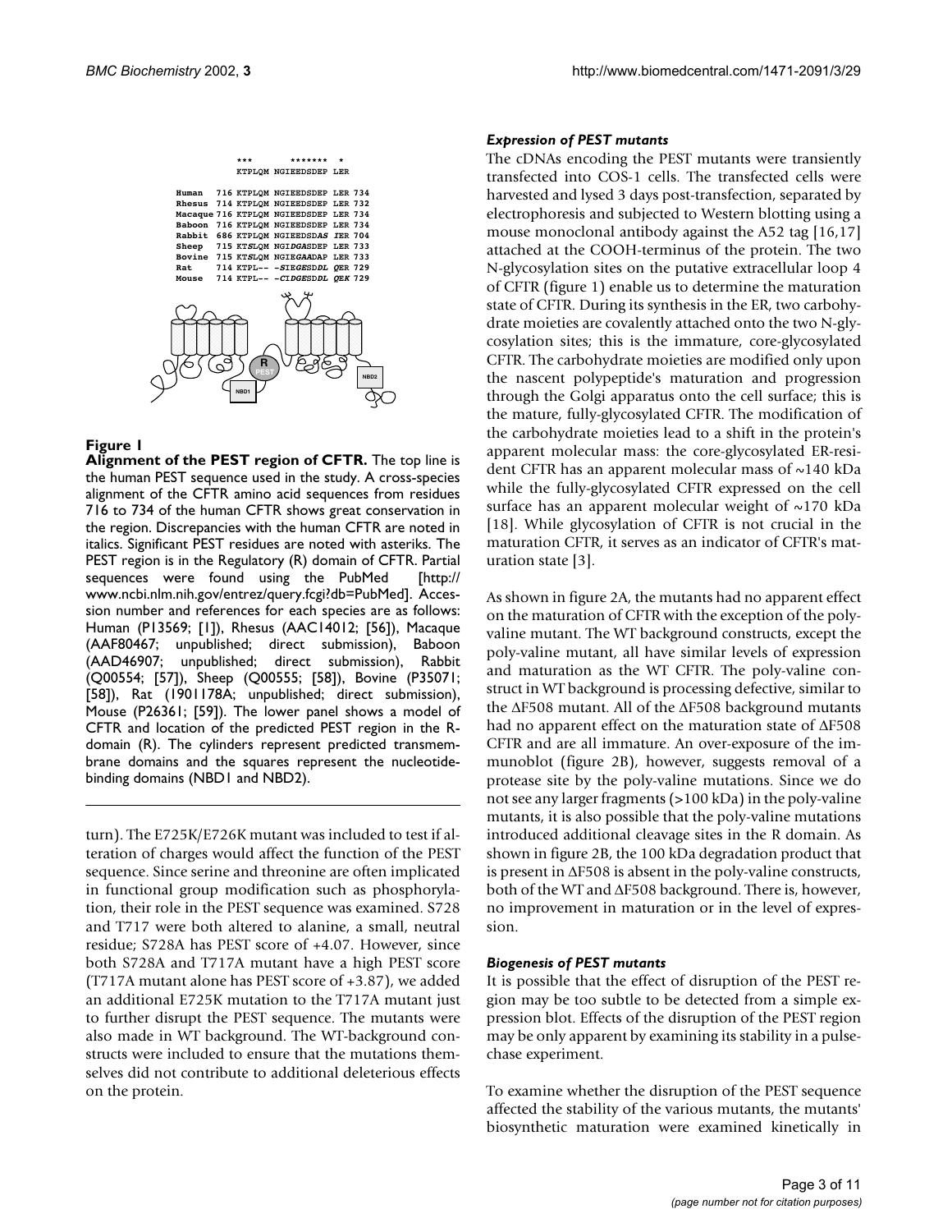```
        ***      ******* *
        KTPLQM NGIEEDSDEP LER

Human   716 KTPLQM NGIEEDSDEP LER 734
Rhesus  714 KTPLQM NGIEEDSDEP LER 732
Macaque 716 KTPLQM NGIEEDSDEP LER 734
Baboon  716 KTPLQM NGIEEDSDEP LER 734
Rabbit  686 KTPLQM NGIEEDSDAS IER 704
Sheep   715 KTSLQM NGIDGASDEP LER 733
Bovine  715 KTSLQM NGIEGAADAP LER 733
Rat     714 KTPL-- -SIEGESDDL QER 729
Mouse   714 KTPL-- -CIDGESDDL QEK 729
```

**Figure 1**

**Alignment of the PEST region of CFTR.** The top line is the human PEST sequence used in the study. A cross-species alignment of the CFTR amino acid sequences from residues 716 to 734 of the human CFTR shows great conservation in the region. Discrepancies with the human CFTR are noted in italics. Significant PEST residues are noted with asteriks. The PEST region is in the Regulatory (R) domain of CFTR. Partial sequences were found using the PubMed [http://www.ncbi.nlm.nih.gov/entrez/query.fcgi?db=PubMed]. Accession number and references for each species are as follows: Human (P13569; [1]), Rhesus (AAC14012; [56]), Macaque (AAF80467; unpublished; direct submission), Baboon (AAD46907; unpublished; direct submission), Rabbit (Q00554; [57]), Sheep (Q00555; [58]), Bovine (P35071; [58]), Rat (1901178A; unpublished; direct submission), Mouse (P26361; [59]). The lower panel shows a model of CFTR and location of the predicted PEST region in the R-domain (R). The cylinders represent predicted transmembrane domains and the squares represent the nucleotide-binding domains (NBD1 and NBD2).

turn). The E725K/E726K mutant was included to test if alteration of charges would affect the function of the PEST sequence. Since serine and threonine are often implicated in functional group modification such as phosphorylation, their role in the PEST sequence was examined. S728 and T717 were both altered to alanine, a small, neutral residue; S728A has PEST score of +4.07. However, since both S728A and T717A mutant have a high PEST score (T717A mutant alone has PEST score of +3.87), we added an additional E725K mutation to the T717A mutant just to further disrupt the PEST sequence. The mutants were also made in WT background. The WT-background constructs were included to ensure that the mutations themselves did not contribute to additional deleterious effects on the protein.

### *Expression of PEST mutants*

The cDNAs encoding the PEST mutants were transiently transfected into COS-1 cells. The transfected cells were harvested and lysed 3 days post-transfection, separated by electrophoresis and subjected to Western blotting using a mouse monoclonal antibody against the A52 tag [16,17] attached at the COOH-terminus of the protein. The two N-glycosylation sites on the putative extracellular loop 4 of CFTR (figure 1) enable us to determine the maturation state of CFTR. During its synthesis in the ER, two carbohydrate moieties are covalently attached onto the two N-glycosylation sites; this is the immature, core-glycosylated CFTR. The carbohydrate moieties are modified only upon the nascent polypeptide's maturation and progression through the Golgi apparatus onto the cell surface; this is the mature, fully-glycosylated CFTR. The modification of the carbohydrate moieties lead to a shift in the protein's apparent molecular mass: the core-glycosylated ER-resident CFTR has an apparent molecular mass of ~140 kDa while the fully-glycosylated CFTR expressed on the cell surface has an apparent molecular weight of ~170 kDa [18]. While glycosylation of CFTR is not crucial in the maturation CFTR, it serves as an indicator of CFTR's maturation state [3].

As shown in figure 2A, the mutants had no apparent effect on the maturation of CFTR with the exception of the poly-valine mutant. The WT background constructs, except the poly-valine mutant, all have similar levels of expression and maturation as the WT CFTR. The poly-valine construct in WT background is processing defective, similar to the ΔF508 mutant. All of the ΔF508 background mutants had no apparent effect on the maturation state of ΔF508 CFTR and are all immature. An over-exposure of the immunoblot (figure 2B), however, suggests removal of a protease site by the poly-valine mutations. Since we do not see any larger fragments (>100 kDa) in the poly-valine mutants, it is also possible that the poly-valine mutations introduced additional cleavage sites in the R domain. As shown in figure 2B, the 100 kDa degradation product that is present in ΔF508 is absent in the poly-valine constructs, both of the WT and ΔF508 background. There is, however, no improvement in maturation or in the level of expression.

### *Biogenesis of PEST mutants*

It is possible that the effect of disruption of the PEST region may be too subtle to be detected from a simple expression blot. Effects of the disruption of the PEST region may be only apparent by examining its stability in a pulse-chase experiment.

To examine whether the disruption of the PEST sequence affected the stability of the various mutants, the mutants' biosynthetic maturation were examined kinetically in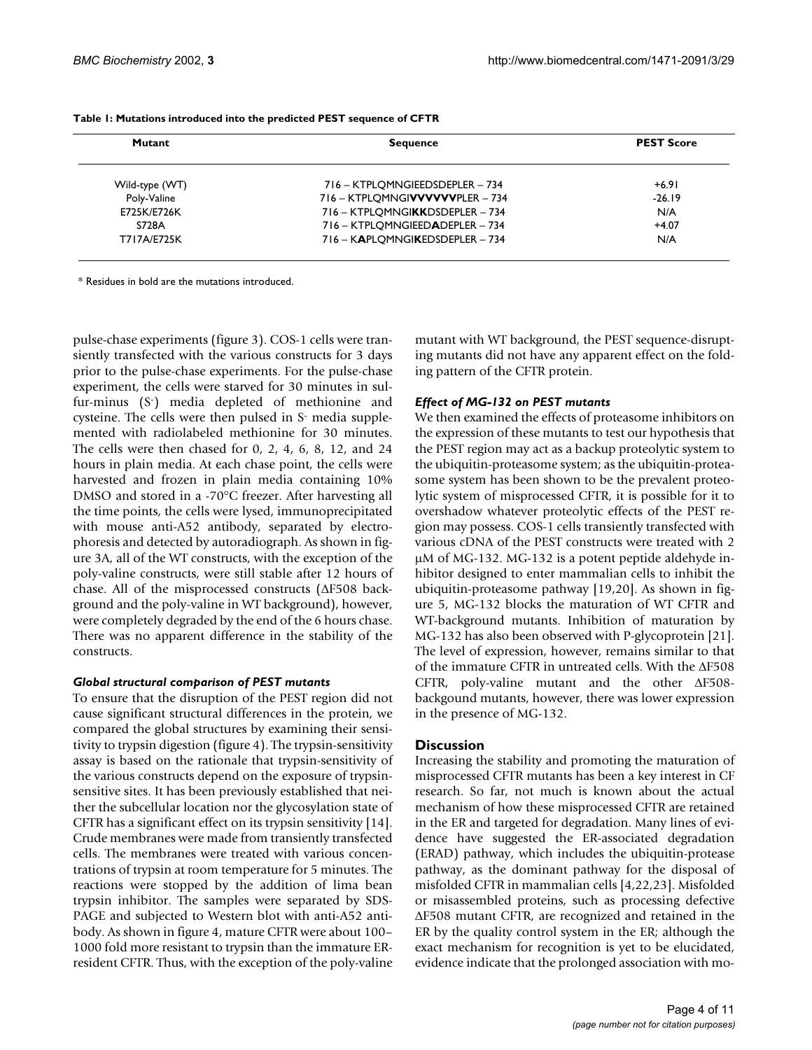**Table 1: Mutations introduced into the predicted PEST sequence of CFTR**

| Mutant | Sequence | PEST Score |
| --- | --- | --- |
| Wild-type (WT) | 716 – KTPLQMNGIEEDSDEPLER – 734 | +6.91 |
| Poly-Valine | 716 – KTPLQMNGI**VVVVVV**PLER – 734 | -26.19 |
| E725K/E726K | 716 – KTPLQMNGI**KK**DSDEPLER – 734 | N/A |
| S728A | 716 – KTPLQMNGIEED**A**DEPLER – 734 | +4.07 |
| T717A/E725K | 716 – K**A**PLQMNGI**K**EDSDEPLER – 734 | N/A |

* Residues in bold are the mutations introduced.

pulse-chase experiments (figure 3). COS-1 cells were transiently transfected with the various constructs for 3 days prior to the pulse-chase experiments. For the pulse-chase experiment, the cells were starved for 30 minutes in sulfur-minus ($S^-$) media depleted of methionine and cysteine. The cells were then pulsed in $S^-$ media supplemented with radiolabeled methionine for 30 minutes. The cells were then chased for 0, 2, 4, 6, 8, 12, and 24 hours in plain media. At each chase point, the cells were harvested and frozen in plain media containing 10% DMSO and stored in a -70°C freezer. After harvesting all the time points, the cells were lysed, immunoprecipitated with mouse anti-A52 antibody, separated by electrophoresis and detected by autoradiograph. As shown in figure 3A, all of the WT constructs, with the exception of the poly-valine constructs, were still stable after 12 hours of chase. All of the misprocessed constructs (ΔF508 background and the poly-valine in WT background), however, were completely degraded by the end of the 6 hours chase. There was no apparent difference in the stability of the constructs.

### *Global structural comparison of PEST mutants*

To ensure that the disruption of the PEST region did not cause significant structural differences in the protein, we compared the global structures by examining their sensitivity to trypsin digestion (figure 4). The trypsin-sensitivity assay is based on the rationale that trypsin-sensitivity of the various constructs depend on the exposure of trypsin-sensitive sites. It has been previously established that neither the subcellular location nor the glycosylation state of CFTR has a significant effect on its trypsin sensitivity [14]. Crude membranes were made from transiently transfected cells. The membranes were treated with various concentrations of trypsin at room temperature for 5 minutes. The reactions were stopped by the addition of lima bean trypsin inhibitor. The samples were separated by SDS-PAGE and subjected to Western blot with anti-A52 antibody. As shown in figure 4, mature CFTR were about 100–1000 fold more resistant to trypsin than the immature ER-resident CFTR. Thus, with the exception of the poly-valine mutant with WT background, the PEST sequence-disrupting mutants did not have any apparent effect on the folding pattern of the CFTR protein.

### *Effect of MG-132 on PEST mutants*

We then examined the effects of proteasome inhibitors on the expression of these mutants to test our hypothesis that the PEST region may act as a backup proteolytic system to the ubiquitin-proteasome system; as the ubiquitin-proteasome system has been shown to be the prevalent proteolytic system of misprocessed CFTR, it is possible for it to overshadow whatever proteolytic effects of the PEST region may possess. COS-1 cells transiently transfected with various cDNA of the PEST constructs were treated with 2 μM of MG-132. MG-132 is a potent peptide aldehyde inhibitor designed to enter mammalian cells to inhibit the ubiquitin-proteasome pathway [19,20]. As shown in figure 5, MG-132 blocks the maturation of WT CFTR and WT-background mutants. Inhibition of maturation by MG-132 has also been observed with P-glycoprotein [21]. The level of expression, however, remains similar to that of the immature CFTR in untreated cells. With the ΔF508 CFTR, poly-valine mutant and the other ΔF508-backgound mutants, however, there was lower expression in the presence of MG-132.

## Discussion

Increasing the stability and promoting the maturation of misprocessed CFTR mutants has been a key interest in CF research. So far, not much is known about the actual mechanism of how these misprocessed CFTR are retained in the ER and targeted for degradation. Many lines of evidence have suggested the ER-associated degradation (ERAD) pathway, which includes the ubiquitin-protease pathway, as the dominant pathway for the disposal of misfolded CFTR in mammalian cells [4,22,23]. Misfolded or misassembled proteins, such as processing defective ΔF508 mutant CFTR, are recognized and retained in the ER by the quality control system in the ER; although the exact mechanism for recognition is yet to be elucidated, evidence indicate that the prolonged association with mo-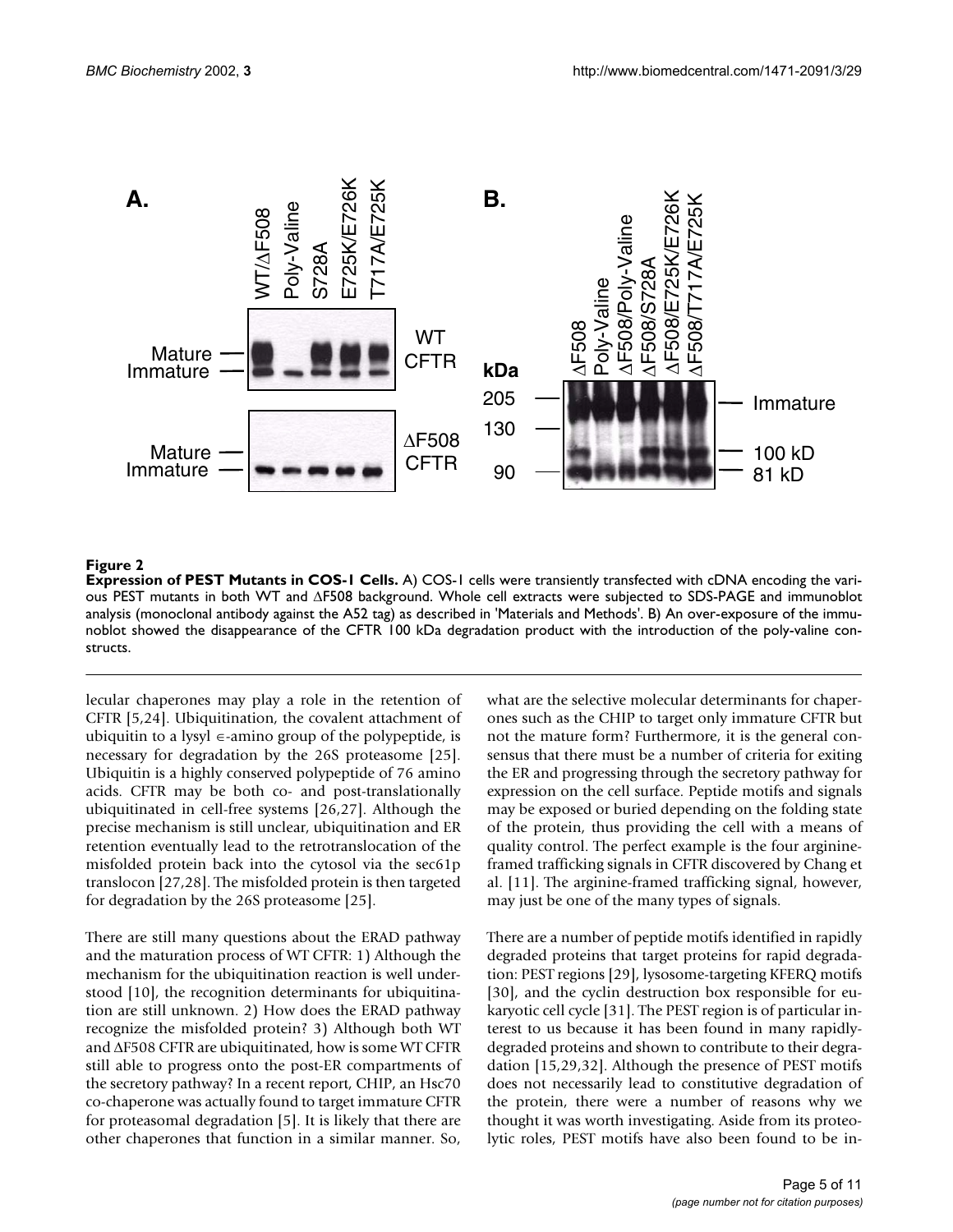**Figure 2**

**Expression of PEST Mutants in COS-1 Cells.** A) COS-1 cells were transiently transfected with cDNA encoding the various PEST mutants in both WT and ΔF508 background. Whole cell extracts were subjected to SDS-PAGE and immunoblot analysis (monoclonal antibody against the A52 tag) as described in 'Materials and Methods'. B) An over-exposure of the immunoblot showed the disappearance of the CFTR 100 kDa degradation product with the introduction of the poly-valine constructs.

lecular chaperones may play a role in the retention of CFTR [5,24]. Ubiquitination, the covalent attachment of ubiquitin to a lysyl ∊-amino group of the polypeptide, is necessary for degradation by the 26S proteasome [25]. Ubiquitin is a highly conserved polypeptide of 76 amino acids. CFTR may be both co- and post-translationally ubiquitinated in cell-free systems [26,27]. Although the precise mechanism is still unclear, ubiquitination and ER retention eventually lead to the retrotranslocation of the misfolded protein back into the cytosol via the sec61p translocon [27,28]. The misfolded protein is then targeted for degradation by the 26S proteasome [25].

There are still many questions about the ERAD pathway and the maturation process of WT CFTR: 1) Although the mechanism for the ubiquitination reaction is well understood [10], the recognition determinants for ubiquitination are still unknown. 2) How does the ERAD pathway recognize the misfolded protein? 3) Although both WT and ΔF508 CFTR are ubiquitinated, how is some WT CFTR still able to progress onto the post-ER compartments of the secretory pathway? In a recent report, CHIP, an Hsc70 co-chaperone was actually found to target immature CFTR for proteasomal degradation [5]. It is likely that there are other chaperones that function in a similar manner. So, what are the selective molecular determinants for chaperones such as the CHIP to target only immature CFTR but not the mature form? Furthermore, it is the general consensus that there must be a number of criteria for exiting the ER and progressing through the secretory pathway for expression on the cell surface. Peptide motifs and signals may be exposed or buried depending on the folding state of the protein, thus providing the cell with a means of quality control. The perfect example is the four arginine-framed trafficking signals in CFTR discovered by Chang et al. [11]. The arginine-framed trafficking signal, however, may just be one of the many types of signals.

There are a number of peptide motifs identified in rapidly degraded proteins that target proteins for rapid degradation: PEST regions [29], lysosome-targeting KFERQ motifs [30], and the cyclin destruction box responsible for eukaryotic cell cycle [31]. The PEST region is of particular interest to us because it has been found in many rapidly-degraded proteins and shown to contribute to their degradation [15,29,32]. Although the presence of PEST motifs does not necessarily lead to constitutive degradation of the protein, there were a number of reasons why we thought it was worth investigating. Aside from its proteolytic roles, PEST motifs have also been found to be in-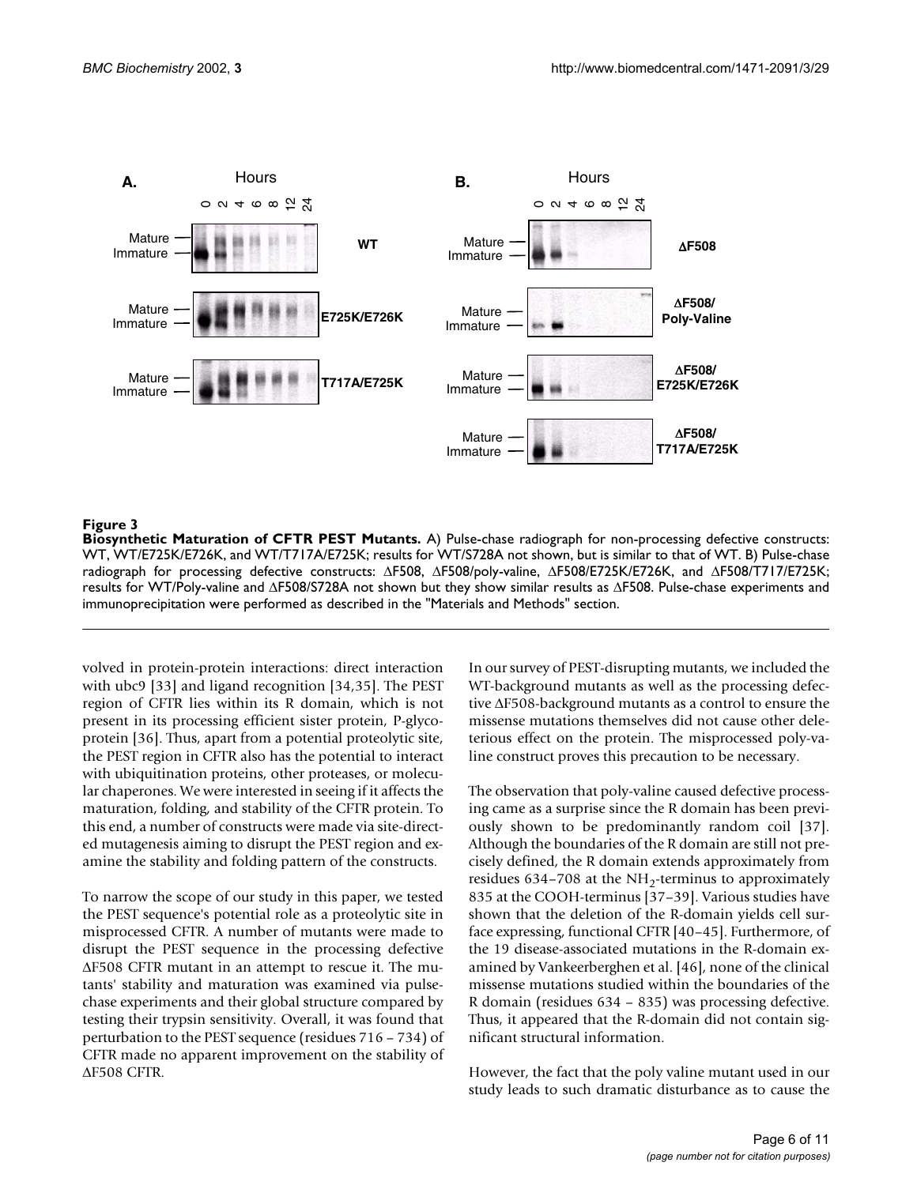**Figure 3**

**Biosynthetic Maturation of CFTR PEST Mutants.** A) Pulse-chase radiograph for non-processing defective constructs: WT, WT/E725K/E726K, and WT/T717A/E725K; results for WT/S728A not shown, but is similar to that of WT. B) Pulse-chase radiograph for processing defective constructs: ΔF508, ΔF508/poly-valine, ΔF508/E725K/E726K, and ΔF508/T717/E725K; results for WT/Poly-valine and ΔF508/S728A not shown but they show similar results as ΔF508. Pulse-chase experiments and immunoprecipitation were performed as described in the "Materials and Methods" section.

volved in protein-protein interactions: direct interaction with ubc9 [33] and ligand recognition [34,35]. The PEST region of CFTR lies within its R domain, which is not present in its processing efficient sister protein, P-glycoprotein [36]. Thus, apart from a potential proteolytic site, the PEST region in CFTR also has the potential to interact with ubiquitination proteins, other proteases, or molecular chaperones. We were interested in seeing if it affects the maturation, folding, and stability of the CFTR protein. To this end, a number of constructs were made via site-directed mutagenesis aiming to disrupt the PEST region and examine the stability and folding pattern of the constructs.

To narrow the scope of our study in this paper, we tested the PEST sequence's potential role as a proteolytic site in misprocessed CFTR. A number of mutants were made to disrupt the PEST sequence in the processing defective ΔF508 CFTR mutant in an attempt to rescue it. The mutants' stability and maturation was examined via pulse-chase experiments and their global structure compared by testing their trypsin sensitivity. Overall, it was found that perturbation to the PEST sequence (residues 716 – 734) of CFTR made no apparent improvement on the stability of ΔF508 CFTR.

In our survey of PEST-disrupting mutants, we included the WT-background mutants as well as the processing defective ΔF508-background mutants as a control to ensure the missense mutations themselves did not cause other deleterious effect on the protein. The misprocessed poly-valine construct proves this precaution to be necessary.

The observation that poly-valine caused defective processing came as a surprise since the R domain has been previously shown to be predominantly random coil [37]. Although the boundaries of the R domain are still not precisely defined, the R domain extends approximately from residues 634–708 at the $NH_2$-terminus to approximately 835 at the COOH-terminus [37–39]. Various studies have shown that the deletion of the R-domain yields cell surface expressing, functional CFTR [40–45]. Furthermore, of the 19 disease-associated mutations in the R-domain examined by Vankeerberghen et al. [46], none of the clinical missense mutations studied within the boundaries of the R domain (residues 634 – 835) was processing defective. Thus, it appeared that the R-domain did not contain significant structural information.

However, the fact that the poly valine mutant used in our study leads to such dramatic disturbance as to cause the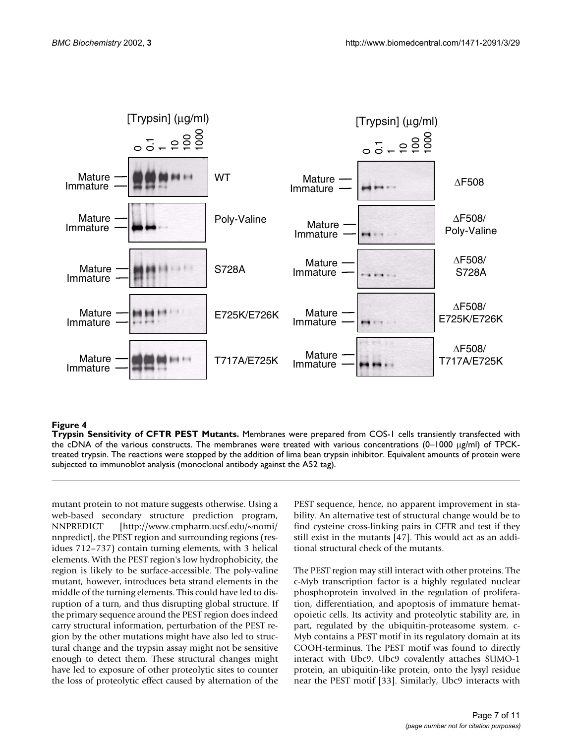**Figure 4**

**Trypsin Sensitivity of CFTR PEST Mutants.** Membranes were prepared from COS-1 cells transiently transfected with the cDNA of the various constructs. The membranes were treated with various concentrations (0–1000 μg/ml) of TPCK-treated trypsin. The reactions were stopped by the addition of lima bean trypsin inhibitor. Equivalent amounts of protein were subjected to immunoblot analysis (monoclonal antibody against the A52 tag).

mutant protein to not mature suggests otherwise. Using a web-based secondary structure prediction program, NNPREDICT [http://www.cmpharm.ucsf.edu/~nomi/nnpredict], the PEST region and surrounding regions (residues 712–737) contain turning elements, with 3 helical elements. With the PEST region's low hydrophobicity, the region is likely to be surface-accessible. The poly-valine mutant, however, introduces beta strand elements in the middle of the turning elements. This could have led to disruption of a turn, and thus disrupting global structure. If the primary sequence around the PEST region does indeed carry structural information, perturbation of the PEST region by the other mutations might have also led to structural change and the trypsin assay might not be sensitive enough to detect them. These structural changes might have led to exposure of other proteolytic sites to counter the loss of proteolytic effect caused by alternation of the PEST sequence, hence, no apparent improvement in stability. An alternative test of structural change would be to find cysteine cross-linking pairs in CFTR and test if they still exist in the mutants [47]. This would act as an additional structural check of the mutants.

The PEST region may still interact with other proteins. The c-Myb transcription factor is a highly regulated nuclear phosphoprotein involved in the regulation of proliferation, differentiation, and apoptosis of immature hematopoietic cells. Its activity and proteolytic stability are, in part, regulated by the ubiquitin-proteasome system. c-Myb contains a PEST motif in its regulatory domain at its COOH-terminus. The PEST motif was found to directly interact with Ubc9. Ubc9 covalently attaches SUMO-1 protein, an ubiquitin-like protein, onto the lysyl residue near the PEST motif [33]. Similarly, Ubc9 interacts with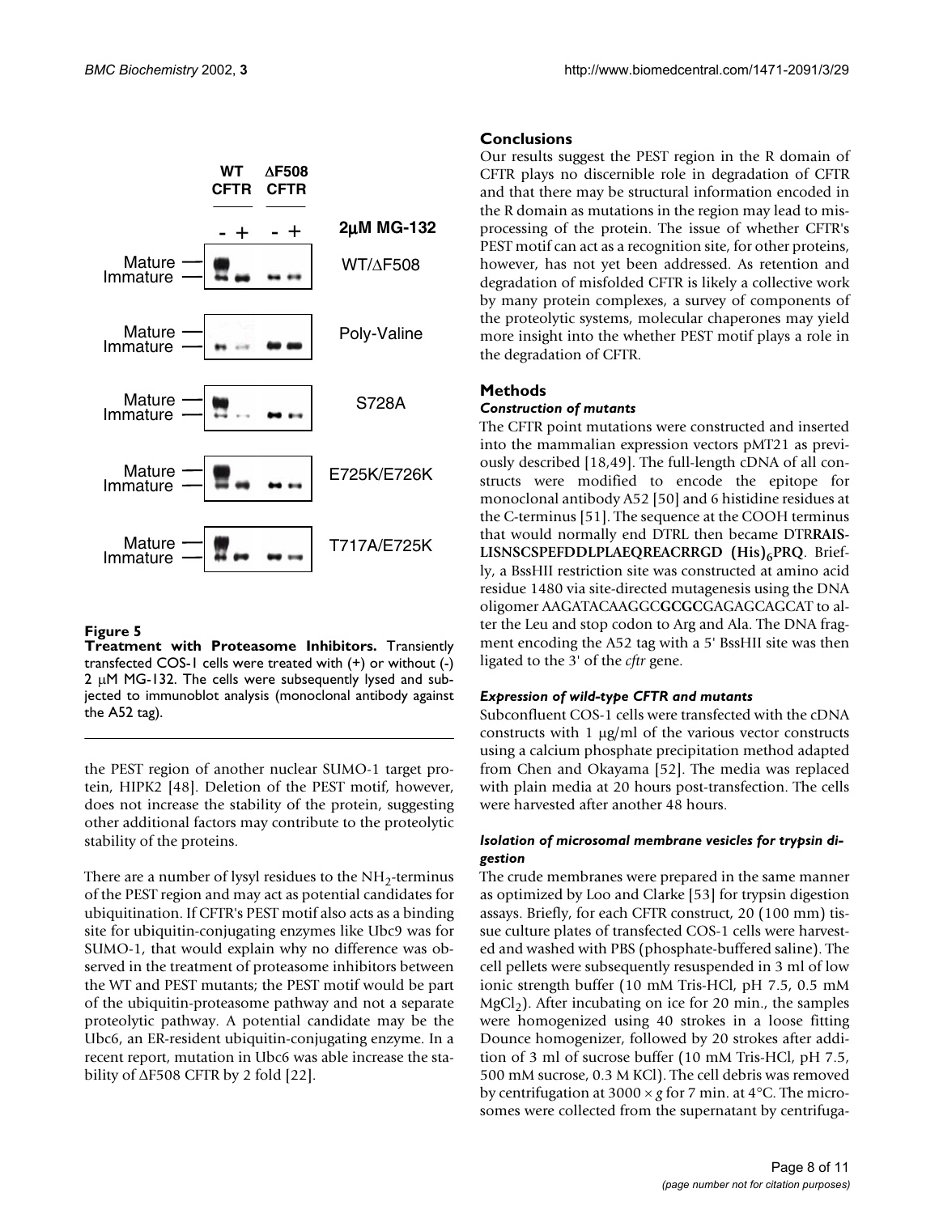**Figure 5**
**Treatment with Proteasome Inhibitors.** Transiently transfected COS-1 cells were treated with (+) or without (-) 2 μM MG-132. The cells were subsequently lysed and subjected to immunoblot analysis (monoclonal antibody against the A52 tag).

the PEST region of another nuclear SUMO-1 target protein, HIPK2 [48]. Deletion of the PEST motif, however, does not increase the stability of the protein, suggesting other additional factors may contribute to the proteolytic stability of the proteins.

There are a number of lysyl residues to the $NH_2$-terminus of the PEST region and may act as potential candidates for ubiquitination. If CFTR's PEST motif also acts as a binding site for ubiquitin-conjugating enzymes like Ubc9 was for SUMO-1, that would explain why no difference was observed in the treatment of proteasome inhibitors between the WT and PEST mutants; the PEST motif would be part of the ubiquitin-proteasome pathway and not a separate proteolytic pathway. A potential candidate may be the Ubc6, an ER-resident ubiquitin-conjugating enzyme. In a recent report, mutation in Ubc6 was able increase the stability of ΔF508 CFTR by 2 fold [22].

## Conclusions

Our results suggest the PEST region in the R domain of CFTR plays no discernible role in degradation of CFTR and that there may be structural information encoded in the R domain as mutations in the region may lead to misprocessing of the protein. The issue of whether CFTR's PEST motif can act as a recognition site, for other proteins, however, has not yet been addressed. As retention and degradation of misfolded CFTR is likely a collective work by many protein complexes, a survey of components of the proteolytic systems, molecular chaperones may yield more insight into the whether PEST motif plays a role in the degradation of CFTR.

## Methods

### *Construction of mutants*

The CFTR point mutations were constructed and inserted into the mammalian expression vectors pMT21 as previously described [18,49]. The full-length cDNA of all constructs were modified to encode the epitope for monoclonal antibody A52 [50] and 6 histidine residues at the C-terminus [51]. The sequence at the COOH terminus that would normally end DTRL then became DTR**RAISLISNSCSPEFDDLPLAEQREACRRGD** $\mathbf{(His)_6}$**PRQ**. Briefly, a BssHII restriction site was constructed at amino acid residue 1480 via site-directed mutagenesis using the DNA oligomer AAGATACAAGGC**GCGC**GAGAGCAGCAT to alter the Leu and stop codon to Arg and Ala. The DNA fragment encoding the A52 tag with a 5' BssHII site was then ligated to the 3' of the *cftr* gene.

### *Expression of wild-type CFTR and mutants*

Subconfluent COS-1 cells were transfected with the cDNA constructs with 1 μg/ml of the various vector constructs using a calcium phosphate precipitation method adapted from Chen and Okayama [52]. The media was replaced with plain media at 20 hours post-transfection. The cells were harvested after another 48 hours.

### *Isolation of microsomal membrane vesicles for trypsin digestion*

The crude membranes were prepared in the same manner as optimized by Loo and Clarke [53] for trypsin digestion assays. Briefly, for each CFTR construct, 20 (100 mm) tissue culture plates of transfected COS-1 cells were harvested and washed with PBS (phosphate-buffered saline). The cell pellets were subsequently resuspended in 3 ml of low ionic strength buffer (10 mM Tris-HCl, pH 7.5, 0.5 mM $MgCl_2$). After incubating on ice for 20 min., the samples were homogenized using 40 strokes in a loose fitting Dounce homogenizer, followed by 20 strokes after addition of 3 ml of sucrose buffer (10 mM Tris-HCl, pH 7.5, 500 mM sucrose, 0.3 M KCl). The cell debris was removed by centrifugation at 3000 × *g* for 7 min. at 4°C. The microsomes were collected from the supernatant by centrifuga-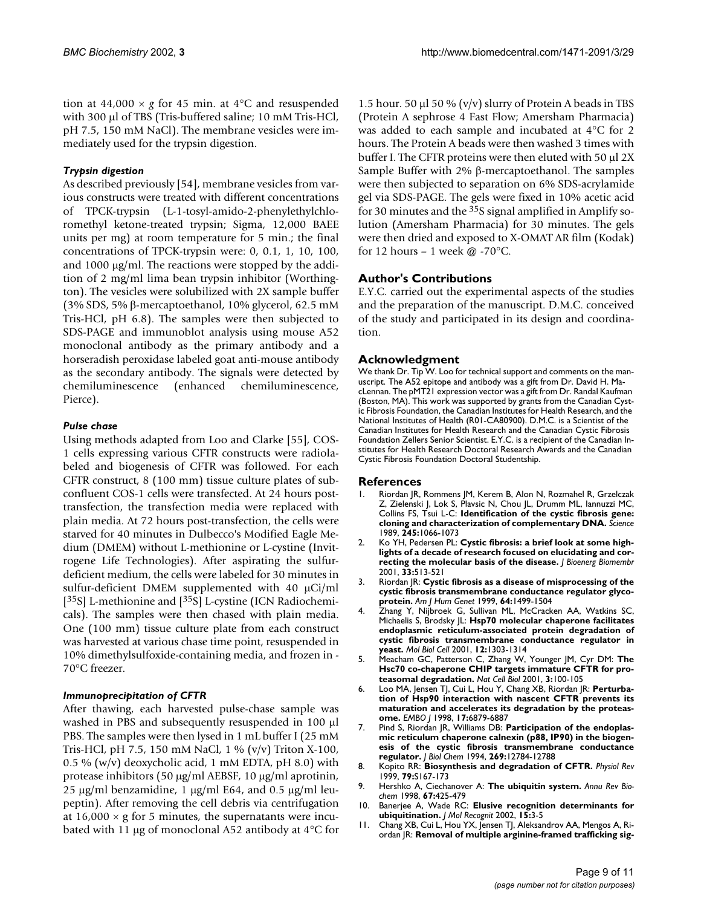tion at 44,000 × *g* for 45 min. at 4°C and resuspended with 300 μl of TBS (Tris-buffered saline; 10 mM Tris-HCl, pH 7.5, 150 mM NaCl). The membrane vesicles were immediately used for the trypsin digestion.

### *Trypsin digestion*

As described previously [54], membrane vesicles from various constructs were treated with different concentrations of TPCK-trypsin (L-1-tosyl-amido-2-phenylethylchloromethyl ketone-treated trypsin; Sigma, 12,000 BAEE units per mg) at room temperature for 5 min.; the final concentrations of TPCK-trypsin were: 0, 0.1, 1, 10, 100, and 1000 μg/ml. The reactions were stopped by the addition of 2 mg/ml lima bean trypsin inhibitor (Worthington). The vesicles were solubilized with 2X sample buffer (3% SDS, 5% β-mercaptoethanol, 10% glycerol, 62.5 mM Tris-HCl, pH 6.8). The samples were then subjected to SDS-PAGE and immunoblot analysis using mouse A52 monoclonal antibody as the primary antibody and a horseradish peroxidase labeled goat anti-mouse antibody as the secondary antibody. The signals were detected by chemiluminescence (enhanced chemiluminescence, Pierce).

### *Pulse chase*

Using methods adapted from Loo and Clarke [55], COS-1 cells expressing various CFTR constructs were radiolabeled and biogenesis of CFTR was followed. For each CFTR construct, 8 (100 mm) tissue culture plates of subconfluent COS-1 cells were transfected. At 24 hours post-transfection, the transfection media were replaced with plain media. At 72 hours post-transfection, the cells were starved for 40 minutes in Dulbecco's Modified Eagle Medium (DMEM) without L-methionine or L-cystine (Invitrogene Life Technologies). After aspirating the sulfur-deficient medium, the cells were labeled for 30 minutes in sulfur-deficient DMEM supplemented with 40 μCi/ml [$^{35}$S] L-methionine and [$^{35}$S] L-cystine (ICN Radiochemicals). The samples were then chased with plain media. One (100 mm) tissue culture plate from each construct was harvested at various chase time point, resuspended in 10% dimethylsulfoxide-containing media, and frozen in -70°C freezer.

### *Immunoprecipitation of CFTR*

After thawing, each harvested pulse-chase sample was washed in PBS and subsequently resuspended in 100 μl PBS. The samples were then lysed in 1 mL buffer I (25 mM Tris-HCl, pH 7.5, 150 mM NaCl, 1 % (v/v) Triton X-100, 0.5 % (w/v) deoxycholic acid, 1 mM EDTA, pH 8.0) with protease inhibitors (50 μg/ml AEBSF, 10 μg/ml aprotinin, 25 μg/ml benzamidine, 1 μg/ml E64, and 0.5 μg/ml leupeptin). After removing the cell debris via centrifugation at 16,000 × g for 5 minutes, the supernatants were incubated with 11 μg of monoclonal A52 antibody at 4°C for 1.5 hour. 50 μl 50 % (v/v) slurry of Protein A beads in TBS (Protein A sephrose 4 Fast Flow; Amersham Pharmacia) was added to each sample and incubated at 4°C for 2 hours. The Protein A beads were then washed 3 times with buffer I. The CFTR proteins were then eluted with 50 μl 2X Sample Buffer with 2% β-mercaptoethanol. The samples were then subjected to separation on 6% SDS-acrylamide gel via SDS-PAGE. The gels were fixed in 10% acetic acid for 30 minutes and the $^{35}$S signal amplified in Amplify solution (Amersham Pharmacia) for 30 minutes. The gels were then dried and exposed to X-OMAT AR film (Kodak) for 12 hours – 1 week @ -70°C.

## Author's Contributions

E.Y.C. carried out the experimental aspects of the studies and the preparation of the manuscript. D.M.C. conceived of the study and participated in its design and coordination.

## Acknowledgment

We thank Dr. Tip W. Loo for technical support and comments on the manuscript. The A52 epitope and antibody was a gift from Dr. David H. MacLennan. The pMT21 expression vector was a gift from Dr. Randal Kaufman (Boston, MA). This work was supported by grants from the Canadian Cystic Fibrosis Foundation, the Canadian Institutes for Health Research, and the National Institutes of Health (R01-CA80900). D.M.C. is a Scientist of the Canadian Institutes for Health Research and the Canadian Cystic Fibrosis Foundation Zellers Senior Scientist. E.Y.C. is a recipient of the Canadian Institutes for Health Research Doctoral Research Awards and the Canadian Cystic Fibrosis Foundation Doctoral Studentship.

## References

1. Riordan JR, Rommens JM, Kerem B, Alon N, Rozmahel R, Grzelczak Z, Zielenski J, Lok S, Plavsic N, Chou JL, Drumm ML, Iannuzzi MC, Collins FS, Tsui L-C: **Identification of the cystic fibrosis gene: cloning and characterization of complementary DNA.** *Science* 1989, **245:**1066-1073
2. Ko YH, Pedersen PL: **Cystic fibrosis: a brief look at some highlights of a decade of research focused on elucidating and correcting the molecular basis of the disease.** *J Bioenerg Biomembr* 2001, **33:**513-521
3. Riordan JR: **Cystic fibrosis as a disease of misprocessing of the cystic fibrosis transmembrane conductance regulator glycoprotein.** *Am J Hum Genet* 1999, **64:**1499-1504
4. Zhang Y, Nijbroek G, Sullivan ML, McCracken AA, Watkins SC, Michaelis S, Brodsky JL: **Hsp70 molecular chaperone facilitates endoplasmic reticulum-associated protein degradation of cystic fibrosis transmembrane conductance regulator in yeast.** *Mol Biol Cell* 2001, **12:**1303-1314
5. Meacham GC, Patterson C, Zhang W, Younger JM, Cyr DM: **The Hsc70 co-chaperone CHIP targets immature CFTR for proteasomal degradation.** *Nat Cell Biol* 2001, **3:**100-105
6. Loo MA, Jensen TJ, Cui L, Hou Y, Chang XB, Riordan JR: **Perturbation of Hsp90 interaction with nascent CFTR prevents its maturation and accelerates its degradation by the proteasome.** *EMBO J* 1998, **17:**6879-6887
7. Pind S, Riordan JR, Williams DB: **Participation of the endoplasmic reticulum chaperone calnexin (p88, IP90) in the biogenesis of the cystic fibrosis transmembrane conductance regulator.** *J Biol Chem* 1994, **269:**12784-12788
8. Kopito RR: **Biosynthesis and degradation of CFTR.** *Physiol Rev* 1999, **79:**S167-173
9. Hershko A, Ciechanover A: **The ubiquitin system.** *Annu Rev Biochem* 1998, **67:**425-479
10. Banerjee A, Wade RC: **Elusive recognition determinants for ubiquitination.** *J Mol Recognit* 2002, **15:**3-5
11. Chang XB, Cui L, Hou YX, Jensen TJ, Aleksandrov AA, Mengos A, Riordan JR: **Removal of multiple arginine-framed trafficking sig-**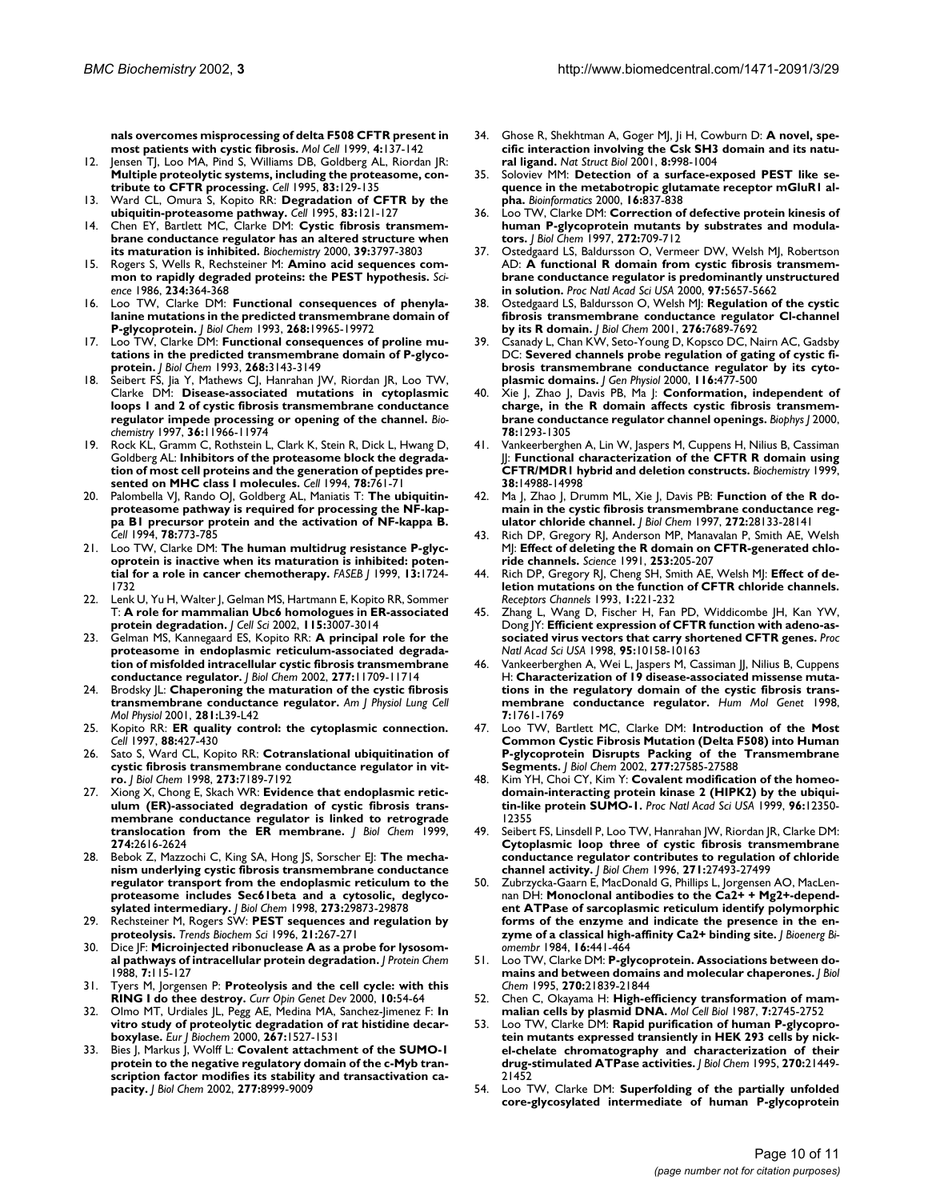nals overcomes misprocessing of delta F508 CFTR present in most patients with cystic fibrosis.** *Mol Cell* 1999, **4:**137-142

12. Jensen TJ, Loo MA, Pind S, Williams DB, Goldberg AL, Riordan JR: **Multiple proteolytic systems, including the proteasome, contribute to CFTR processing.** *Cell* 1995, **83:**129-135
13. Ward CL, Omura S, Kopito RR: **Degradation of CFTR by the ubiquitin-proteasome pathway.** *Cell* 1995, **83:**121-127
14. Chen EY, Bartlett MC, Clarke DM: **Cystic fibrosis transmembrane conductance regulator has an altered structure when its maturation is inhibited.** *Biochemistry* 2000, **39:**3797-3803
15. Rogers S, Wells R, Rechsteiner M: **Amino acid sequences common to rapidly degraded proteins: the PEST hypothesis.** *Science* 1986, **234:**364-368
16. Loo TW, Clarke DM: **Functional consequences of phenylalanine mutations in the predicted transmembrane domain of P-glycoprotein.** *J Biol Chem* 1993, **268:**19965-19972
17. Loo TW, Clarke DM: **Functional consequences of proline mutations in the predicted transmembrane domain of P-glycoprotein.** *J Biol Chem* 1993, **268:**3143-3149
18. Seibert FS, Jia Y, Mathews CJ, Hanrahan JW, Riordan JR, Loo TW, Clarke DM: **Disease-associated mutations in cytoplasmic loops 1 and 2 of cystic fibrosis transmembrane conductance regulator impede processing or opening of the channel.** *Biochemistry* 1997, **36:**11966-11974
19. Rock KL, Gramm C, Rothstein L, Clark K, Stein R, Dick L, Hwang D, Goldberg AL: **Inhibitors of the proteasome block the degradation of most cell proteins and the generation of peptides presented on MHC class I molecules.** *Cell* 1994, **78:**761-71
20. Palombella VJ, Rando OJ, Goldberg AL, Maniatis T: **The ubiquitin-proteasome pathway is required for processing the NF-kappa B1 precursor protein and the activation of NF-kappa B.** *Cell* 1994, **78:**773-785
21. Loo TW, Clarke DM: **The human multidrug resistance P-glycoprotein is inactive when its maturation is inhibited: potential for a role in cancer chemotherapy.** *FASEB J* 1999, **13:**1724-1732
22. Lenk U, Yu H, Walter J, Gelman MS, Hartmann E, Kopito RR, Sommer T: **A role for mammalian Ubc6 homologues in ER-associated protein degradation.** *J Cell Sci* 2002, **115:**3007-3014
23. Gelman MS, Kannegaard ES, Kopito RR: **A principal role for the proteasome in endoplasmic reticulum-associated degradation of misfolded intracellular cystic fibrosis transmembrane conductance regulator.** *J Biol Chem* 2002, **277:**11709-11714
24. Brodsky JL: **Chaperoning the maturation of the cystic fibrosis transmembrane conductance regulator.** *Am J Physiol Lung Cell Mol Physiol* 2001, **281:**L39-L42
25. Kopito RR: **ER quality control: the cytoplasmic connection.** *Cell* 1997, **88:**427-430
26. Sato S, Ward CL, Kopito RR: **Cotranslational ubiquitination of cystic fibrosis transmembrane conductance regulator in vitro.** *J Biol Chem* 1998, **273:**7189-7192
27. Xiong X, Chong E, Skach WR: **Evidence that endoplasmic reticulum (ER)-associated degradation of cystic fibrosis transmembrane conductance regulator is linked to retrograde translocation from the ER membrane.** *J Biol Chem* 1999, **274:**2616-2624
28. Bebok Z, Mazzochi C, King SA, Hong JS, Sorscher EJ: **The mechanism underlying cystic fibrosis transmembrane conductance regulator transport from the endoplasmic reticulum to the proteasome includes Sec61beta and a cytosolic, deglycosylated intermediary.** *J Biol Chem* 1998, **273:**29873-29878
29. Rechsteiner M, Rogers SW: **PEST sequences and regulation by proteolysis.** *Trends Biochem Sci* 1996, **21:**267-271
30. Dice JF: **Microinjected ribonuclease A as a probe for lysosomal pathways of intracellular protein degradation.** *J Protein Chem* 1988, **7:**115-127
31. Tyers M, Jorgensen P: **Proteolysis and the cell cycle: with this RING I do thee destroy.** *Curr Opin Genet Dev* 2000, **10:**54-64
32. Olmo MT, Urdiales JL, Pegg AE, Medina MA, Sanchez-Jimenez F: **In vitro study of proteolytic degradation of rat histidine decarboxylase.** *Eur J Biochem* 2000, **267:**1527-1531
33. Bies J, Markus J, Wolff L: **Covalent attachment of the SUMO-1 protein to the negative regulatory domain of the c-Myb transcription factor modifies its stability and transactivation capacity.** *J Biol Chem* 2002, **277:**8999-9009
34. Ghose R, Shekhtman A, Goger MJ, Ji H, Cowburn D: **A novel, specific interaction involving the Csk SH3 domain and its natural ligand.** *Nat Struct Biol* 2001, **8:**998-1004
35. Soloviev MM: **Detection of a surface-exposed PEST like sequence in the metabotropic glutamate receptor mGluR1 alpha.** *Bioinformatics* 2000, **16:**837-838
36. Loo TW, Clarke DM: **Correction of defective protein kinesis of human P-glycoprotein mutants by substrates and modulators.** *J Biol Chem* 1997, **272:**709-712
37. Ostedgaard LS, Baldursson O, Vermeer DW, Welsh MJ, Robertson AD: **A functional R domain from cystic fibrosis transmembrane conductance regulator is predominantly unstructured in solution.** *Proc Natl Acad Sci USA* 2000, **97:**5657-5662
38. Ostedgaard LS, Baldursson O, Welsh MJ: **Regulation of the cystic fibrosis transmembrane conductance regulator Cl-channel by its R domain.** *J Biol Chem* 2001, **276:**7689-7692
39. Csanady L, Chan KW, Seto-Young D, Kopsco DC, Nairn AC, Gadsby DC: **Severed channels probe regulation of gating of cystic fibrosis transmembrane conductance regulator by its cytoplasmic domains.** *J Gen Physiol* 2000, **116:**477-500
40. Xie J, Zhao J, Davis PB, Ma J: **Conformation, independent of charge, in the R domain affects cystic fibrosis transmembrane conductance regulator channel openings.** *Biophys J* 2000, **78:**1293-1305
41. Vankeerberghen A, Lin W, Jaspers M, Cuppens H, Nilius B, Cassiman JJ: **Functional characterization of the CFTR R domain using CFTR/MDR1 hybrid and deletion constructs.** *Biochemistry* 1999, **38:**14988-14998
42. Ma J, Zhao J, Drumm ML, Xie J, Davis PB: **Function of the R domain in the cystic fibrosis transmembrane conductance regulator chloride channel.** *J Biol Chem* 1997, **272:**28133-28141
43. Rich DP, Gregory RJ, Anderson MP, Manavalan P, Smith AE, Welsh MJ: **Effect of deleting the R domain on CFTR-generated chloride channels.** *Science* 1991, **253:**205-207
44. Rich DP, Gregory RJ, Cheng SH, Smith AE, Welsh MJ: **Effect of deletion mutations on the function of CFTR chloride channels.** *Receptors Channels* 1993, **1:**221-232
45. Zhang L, Wang D, Fischer H, Fan PD, Widdicombe JH, Kan YW, Dong JY: **Efficient expression of CFTR function with adeno-associated virus vectors that carry shortened CFTR genes.** *Proc Natl Acad Sci USA* 1998, **95:**10158-10163
46. Vankeerberghen A, Wei L, Jaspers M, Cassiman JJ, Nilius B, Cuppens H: **Characterization of 19 disease-associated missense mutations in the regulatory domain of the cystic fibrosis transmembrane conductance regulator.** *Hum Mol Genet* 1998, **7:**1761-1769
47. Loo TW, Bartlett MC, Clarke DM: **Introduction of the Most Common Cystic Fibrosis Mutation (Delta F508) into Human P-glycoprotein Disrupts Packing of the Transmembrane Segments.** *J Biol Chem* 2002, **277:**27585-27588
48. Kim YH, Choi CY, Kim Y: **Covalent modification of the homeodomain-interacting protein kinase 2 (HIPK2) by the ubiquitin-like protein SUMO-1.** *Proc Natl Acad Sci USA* 1999, **96:**12350-12355
49. Seibert FS, Linsdell P, Loo TW, Hanrahan JW, Riordan JR, Clarke DM: **Cytoplasmic loop three of cystic fibrosis transmembrane conductance regulator contributes to regulation of chloride channel activity.** *J Biol Chem* 1996, **271:**27493-27499
50. Zubrzycka-Gaarn E, MacDonald G, Phillips L, Jorgensen AO, MacLennan DH: **Monoclonal antibodies to the Ca2+ + Mg2+-dependent ATPase of sarcoplasmic reticulum identify polymorphic forms of the enzyme and indicate the presence in the enzyme of a classical high-affinity Ca2+ binding site.** *J Bioenerg Biomembr* 1984, **16:**441-464
51. Loo TW, Clarke DM: **P-glycoprotein. Associations between domains and between domains and molecular chaperones.** *J Biol Chem* 1995, **270:**21839-21844
52. Chen C, Okayama H: **High-efficiency transformation of mammalian cells by plasmid DNA.** *Mol Cell Biol* 1987, **7:**2745-2752
53. Loo TW, Clarke DM: **Rapid purification of human P-glycoprotein mutants expressed transiently in HEK 293 cells by nickel-chelate chromatography and characterization of their drug-stimulated ATPase activities.** *J Biol Chem* 1995, **270:**21449-21452
54. Loo TW, Clarke DM: **Superfolding of the partially unfolded core-glycosylated intermediate of human P-glycoprotein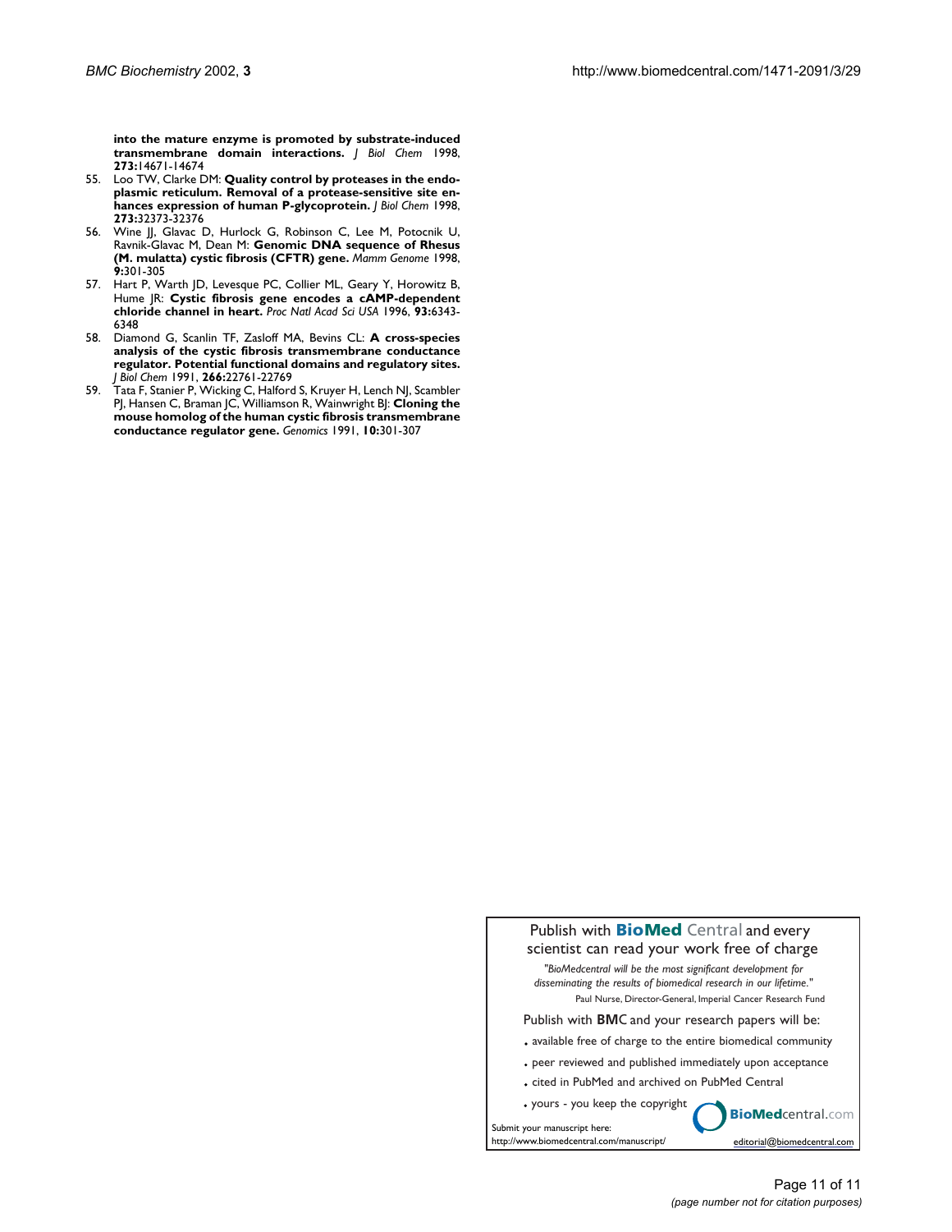**into the mature enzyme is promoted by substrate-induced transmembrane domain interactions.** *J Biol Chem* 1998, **273:**14671-14674

55. Loo TW, Clarke DM: **Quality control by proteases in the endoplasmic reticulum. Removal of a protease-sensitive site enhances expression of human P-glycoprotein.** *J Biol Chem* 1998, **273:**32373-32376
56. Wine JJ, Glavac D, Hurlock G, Robinson C, Lee M, Potocnik U, Ravnik-Glavac M, Dean M: **Genomic DNA sequence of Rhesus (M. mulatta) cystic fibrosis (CFTR) gene.** *Mamm Genome* 1998, **9:**301-305
57. Hart P, Warth JD, Levesque PC, Collier ML, Geary Y, Horowitz B, Hume JR: **Cystic fibrosis gene encodes a cAMP-dependent chloride channel in heart.** *Proc Natl Acad Sci USA* 1996, **93:**6343-6348
58. Diamond G, Scanlin TF, Zasloff MA, Bevins CL: **A cross-species analysis of the cystic fibrosis transmembrane conductance regulator. Potential functional domains and regulatory sites.** *J Biol Chem* 1991, **266:**22761-22769
59. Tata F, Stanier P, Wicking C, Halford S, Kruyer H, Lench NJ, Scambler PJ, Hansen C, Braman JC, Williamson R, Wainwright BJ: **Cloning the mouse homolog of the human cystic fibrosis transmembrane conductance regulator gene.** *Genomics* 1991, **10:**301-307

Publish with **BioMed** Central and every scientist can read your work free of charge

*"BioMedcentral will be the most significant development for disseminating the results of biomedical research in our lifetime."*

Paul Nurse, Director-General, Imperial Cancer Research Fund

Publish with **BMC** and your research papers will be:

- available free of charge to the entire biomedical community
- peer reviewed and published immediately upon acceptance
- cited in PubMed and archived on PubMed Central
- yours - you keep the copyright

Submit your manuscript here:
http://www.biomedcentral.com/manuscript/

**BioMed**central.com

editorial@biomedcentral.com